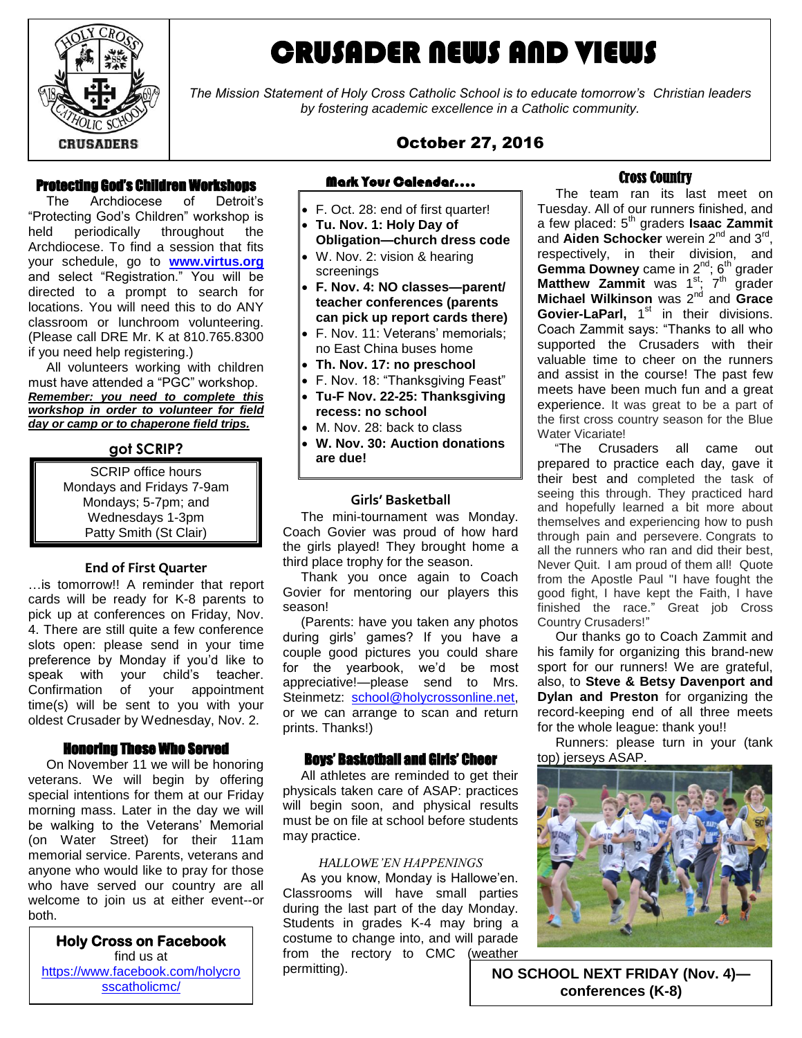# CRUSADER NEWS AND VIEWS

*The Mission Statement of Holy Cross Catholic School is to educate tomorrow's Christian leaders by fostering academic excellence in a Catholic community.*

**October 27, 2016**

## Protecting God's Children Workshops

The Archdiocese of Detroit's "Protecting God's Children" workshop is held periodically throughout the Archdiocese. To find a session that fits your schedule, go to **www.virtus.org** and select "Registration." You will be directed to a prompt to search for locations. You will need this to do ANY classroom or lunchroom volunteering. (Please call DRE Mr. K at 810.765.8300 if you need help registering.)

All volunteers working with children must have attended a "PGC" workshop. ***Remember: you need to complete this workshop in order to volunteer for field day or camp or to chaperone field trips.***

## got SCRIP?

SCRIP office hours
Mondays and Fridays 7-9am
Mondays; 5-7pm; and
Wednesdays 1-3pm
Patty Smith (St Clair)

## End of First Quarter

…is tomorrow!! A reminder that report cards will be ready for K-8 parents to pick up at conferences on Friday, Nov. 4. There are still quite a few conference slots open: please send in your time preference by Monday if you'd like to speak with your child's teacher. Confirmation of your appointment time(s) will be sent to you with your oldest Crusader by Wednesday, Nov. 2.

## Honoring Those Who Served

On November 11 we will be honoring veterans. We will begin by offering special intentions for them at our Friday morning mass. Later in the day we will be walking to the Veterans' Memorial (on Water Street) for their 11am memorial service. Parents, veterans and anyone who would like to pray for those who have served our country are all welcome to join us at either event--or both.

**Holy Cross on Facebook**
find us at
https://www.facebook.com/holycrosscatholicmc/

## Mark Your Calendar....

- F. Oct. 28: end of first quarter!
- **Tu. Nov. 1: Holy Day of Obligation—church dress code**
- W. Nov. 2: vision & hearing screenings
- **F. Nov. 4: NO classes—parent/ teacher conferences (parents can pick up report cards there)**
- F. Nov. 11: Veterans' memorials; no East China buses home
- **Th. Nov. 17: no preschool**
- F. Nov. 18: "Thanksgiving Feast"
- **Tu-F Nov. 22-25: Thanksgiving recess: no school**
- M. Nov. 28: back to class
- **W. Nov. 30: Auction donations are due!**

## Girls' Basketball

The mini-tournament was Monday. Coach Govier was proud of how hard the girls played! They brought home a third place trophy for the season.

Thank you once again to Coach Govier for mentoring our players this season!

(Parents: have you taken any photos during girls' games? If you have a couple good pictures you could share for the yearbook, we'd be most appreciative!—please send to Mrs. Steinmetz: school@holycrossonline.net, or we can arrange to scan and return prints. Thanks!)

## Boys' Basketball and Girls' Cheer

All athletes are reminded to get their physicals taken care of ASAP: practices will begin soon, and physical results must be on file at school before students may practice.

### *HALLOWE'EN HAPPENINGS*

As you know, Monday is Hallowe'en. Classrooms will have small parties during the last part of the day Monday. Students in grades K-4 may bring a costume to change into, and will parade from the rectory to CMC (weather permitting).

## Cross Country

The team ran its last meet on Tuesday. All of our runners finished, and a few placed: 5th graders **Isaac Zammit** and **Aiden Schocker** werein 2nd and 3rd, respectively, in their division, and **Gemma Downey** came in 2nd; 6th grader **Matthew Zammit** was 1st; 7th grader **Michael Wilkinson** was 2nd and **Grace Govier-LaParl,** 1st in their divisions. Coach Zammit says: "Thanks to all who supported the Crusaders with their valuable time to cheer on the runners and assist in the course! The past few meets have been much fun and a great experience. It was great to be a part of the first cross country season for the Blue Water Vicariate!

"The Crusaders all came out prepared to practice each day, gave it their best and completed the task of seeing this through. They practiced hard and hopefully learned a bit more about themselves and experiencing how to push through pain and persevere. Congrats to all the runners who ran and did their best, Never Quit. I am proud of them all! Quote from the Apostle Paul "I have fought the good fight, I have kept the Faith, I have finished the race." Great job Cross Country Crusaders!"

Our thanks go to Coach Zammit and his family for organizing this brand-new sport for our runners! We are grateful, also, to **Steve & Betsy Davenport and Dylan and Preston** for organizing the record-keeping end of all three meets for the whole league: thank you!!

Runners: please turn in your (tank top) jerseys ASAP.

**NO SCHOOL NEXT FRIDAY (Nov. 4)—conferences (K-8)**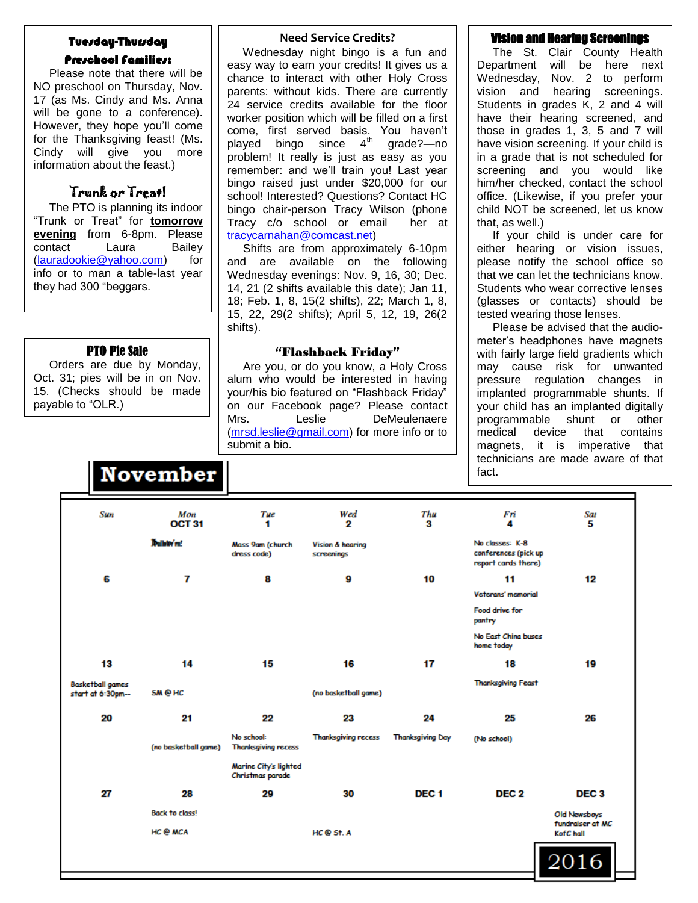## Tuesday-Thursday Preschool Families:

Please note that there will be NO preschool on Thursday, Nov. 17 (as Ms. Cindy and Ms. Anna will be gone to a conference). However, they hope you'll come for the Thanksgiving feast! (Ms. Cindy will give you more information about the feast.)

## Trunk or Treat!

The PTO is planning its indoor "Trunk or Treat" for **tomorrow evening** from 6-8pm. Please contact Laura Bailey (lauradookie@yahoo.com) for info or to man a table-last year they had 300 "beggars.

## PTO Pie Sale

Orders are due by Monday, Oct. 31; pies will be in on Nov. 15. (Checks should be made payable to "OLR.)

## Need Service Credits?

Wednesday night bingo is a fun and easy way to earn your credits! It gives us a chance to interact with other Holy Cross parents: without kids. There are currently 24 service credits available for the floor worker position which will be filled on a first come, first served basis. You haven't played bingo since 4th grade?—no problem! It really is just as easy as you remember: and we'll train you! Last year bingo raised just under $20,000 for our school! Interested? Questions? Contact HC bingo chair-person Tracy Wilson (phone Tracy c/o school or email her at tracycarnahan@comcast.net)

Shifts are from approximately 6-10pm and are available on the following Wednesday evenings: Nov. 9, 16, 30; Dec. 14, 21 (2 shifts available this date); Jan 11, 18; Feb. 1, 8, 15(2 shifts), 22; March 1, 8, 15, 22, 29(2 shifts); April 5, 12, 19, 26(2 shifts).

## "Flashback Friday"

Are you, or do you know, a Holy Cross alum who would be interested in having your/his bio featured on "Flashback Friday" on our Facebook page? Please contact Mrs. Leslie DeMeulenaere (mrsd.leslie@gmail.com) for more info or to submit a bio.

## Vision and Hearing Screenings

The St. Clair County Health Department will be here next Wednesday, Nov. 2 to perform vision and hearing screenings. Students in grades K, 2 and 4 will have their hearing screened, and those in grades 1, 3, 5 and 7 will have vision screening. If your child is in a grade that is not scheduled for screening and you would like him/her checked, contact the school office. (Likewise, if you prefer your child NOT be screened, let us know that, as well.)

If your child is under care for either hearing or vision issues, please notify the school office so that we can let the technicians know. Students who wear corrective lenses (glasses or contacts) should be tested wearing those lenses.

Please be advised that the audio-meter's headphones have magnets with fairly large field gradients which may cause risk for unwanted pressure regulation changes in implanted programmable shunts. If your child has an implanted digitally programmable shunt or other medical device that contains magnets, it is imperative that technicians are made aware of that fact.

## November 2016

| Sun | Mon | Tue | Wed | Thu | Fri | Sat |
|---|---|---|---|---|---|---|
| | OCT 31<br>Halloween! | 1<br>Mass 9am (church dress code) | 2<br>Vision & hearing screenings | 3 | 4<br>No classes: K-8 conferences (pick up report cards there) | 5 |
| 6 | 7 | 8 | 9 | 10 | 11<br>Veterans' memorial<br>Food drive for pantry<br>No East China buses home today | 12 |
| 13<br>Basketball games start at 6:30pm-- | 14<br>SM @ HC | 15 | 16<br>(no basketball game) | 17 | 18<br>Thanksgiving Feast | 19 |
| 20 | 21<br>(no basketball game) | 22<br>No school: Thanksgiving recess<br>Marine City's lighted Christmas parade | 23<br>Thanksgiving recess | 24<br>Thanksgiving Day | 25<br>(No school) | 26 |
| 27 | 28<br>Back to class!<br>HC @ MCA | 29 | 30<br>HC @ St. A | DEC 1 | DEC 2 | DEC 3<br>Old Newsboys fundraiser at MC KofC hall |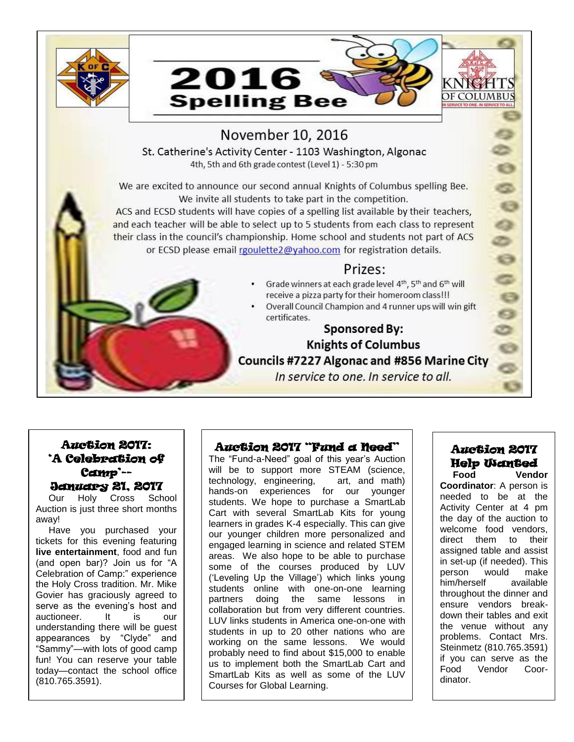# 2016 Spelling Bee

KNIGHTS OF COLUMBUS
IN SERVICE TO ONE. IN SERVICE TO ALL.

## November 10, 2016

St. Catherine's Activity Center - 1103 Washington, Algonac

4th, 5th and 6th grade contest (Level 1) - 5:30 pm

We are excited to announce our second annual Knights of Columbus spelling Bee. We invite all students to take part in the competition. ACS and ECSD students will have copies of a spelling list available by their teachers, and each teacher will be able to select up to 5 students from each class to represent their class in the council's championship. Home school and students not part of ACS or ECSD please email rgoulette2@yahoo.com for registration details.

### Prizes:

- Grade winners at each grade level 4th, 5th and 6th will receive a pizza party for their homeroom class!!!
- Overall Council Champion and 4 runner ups will win gift certificates.

**Sponsored By:**
**Knights of Columbus**
**Councils #7227 Algonac and #856 Marine City**

*In service to one. In service to all.*

---

## Auction 2017: 'A Celebration of Camp'-- January 21, 2017

Our Holy Cross School Auction is just three short months away!

Have you purchased your tickets for this evening featuring **live entertainment**, food and fun (and open bar)? Join us for "A Celebration of Camp:" experience the Holy Cross tradition. Mr. Mike Govier has graciously agreed to serve as the evening's host and auctioneer. It is our understanding there will be guest appearances by "Clyde" and "Sammy"—with lots of good camp fun! You can reserve your table today—contact the school office (810.765.3591).

## Auction 2017 "Fund a Need"

The "Fund-a-Need" goal of this year's Auction will be to support more STEAM (science, technology, engineering, art, and math) hands-on experiences for our younger students. We hope to purchase a SmartLab Cart with several SmartLab Kits for young learners in grades K-4 especially. This can give our younger children more personalized and engaged learning in science and related STEM areas. We also hope to be able to purchase some of the courses produced by LUV ('Leveling Up the Village') which links young students online with one-on-one learning partners doing the same lessons in collaboration but from very different countries. LUV links students in America one-on-one with students in up to 20 other nations who are working on the same lessons. We would probably need to find about $15,000 to enable us to implement both the SmartLab Cart and SmartLab Kits as well as some of the LUV Courses for Global Learning.

## Auction 2017 Help Wanted

**Food Vendor Coordinator**: A person is needed to be at the Activity Center at 4 pm the day of the auction to welcome food vendors, direct them to their assigned table and assist in set-up (if needed). This person would make him/herself available throughout the dinner and ensure vendors break-down their tables and exit the venue without any problems. Contact Mrs. Steinmetz (810.765.3591) if you can serve as the Food Vendor Coordinator.